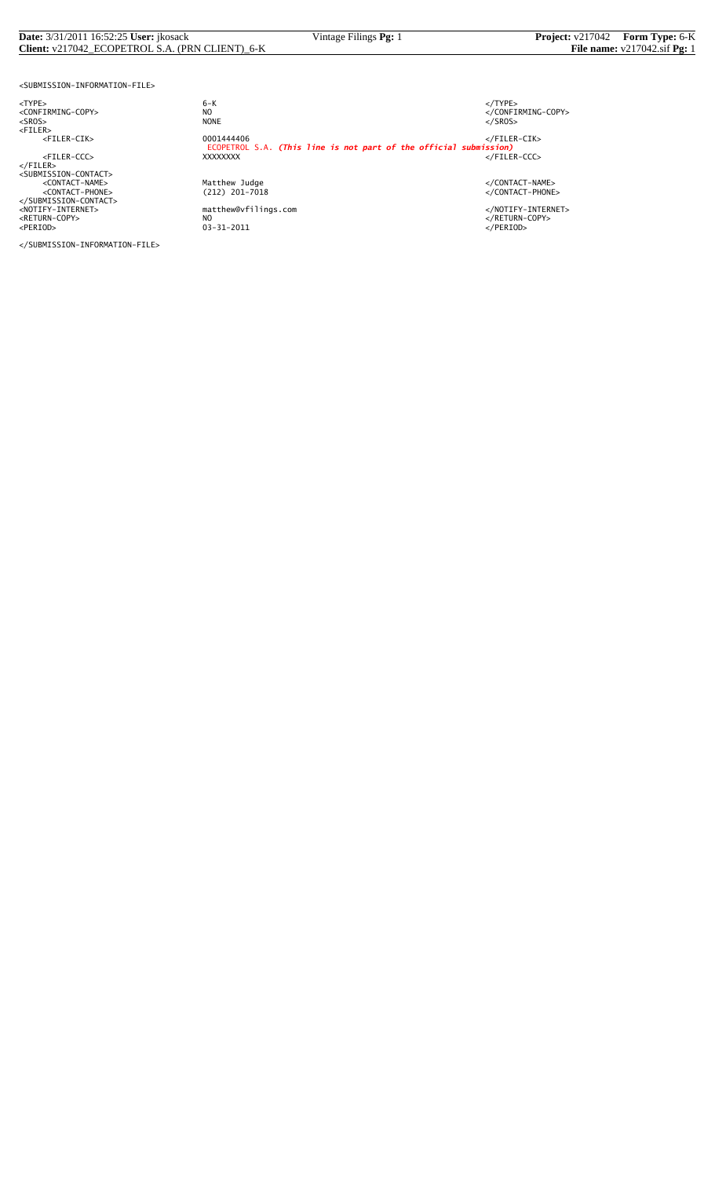```
<SUBMISSION-INFORMATION-FILE>

<TYPE>                      6-K                                                              </TYPE>
<CONFIRMING-COPY>           NO                                                               </CONFIRMING-COPY>
<SROS>                      NONE                                                             </SROS>
<FILER>
     <FILER-CIK>            0001444406                                                       </FILER-CIK>
                            ECOPETROL S.A. (This line is not part of the official submission)
     <FILER-CCC>            XXXXXXXX                                                         </FILER-CCC>
</FILER>
<SUBMISSION-CONTACT>
     <CONTACT-NAME>         Matthew Judge                                                    </CONTACT-NAME>
     <CONTACT-PHONE>        (212) 201-7018                                                   </CONTACT-PHONE>
</SUBMISSION-CONTACT>
<NOTIFY-INTERNET>           matthew@vfilings.com                                             </NOTIFY-INTERNET>
<RETURN-COPY>               NO                                                               </RETURN-COPY>
<PERIOD>                    03-31-2011                                                       </PERIOD>

</SUBMISSION-INFORMATION-FILE>
```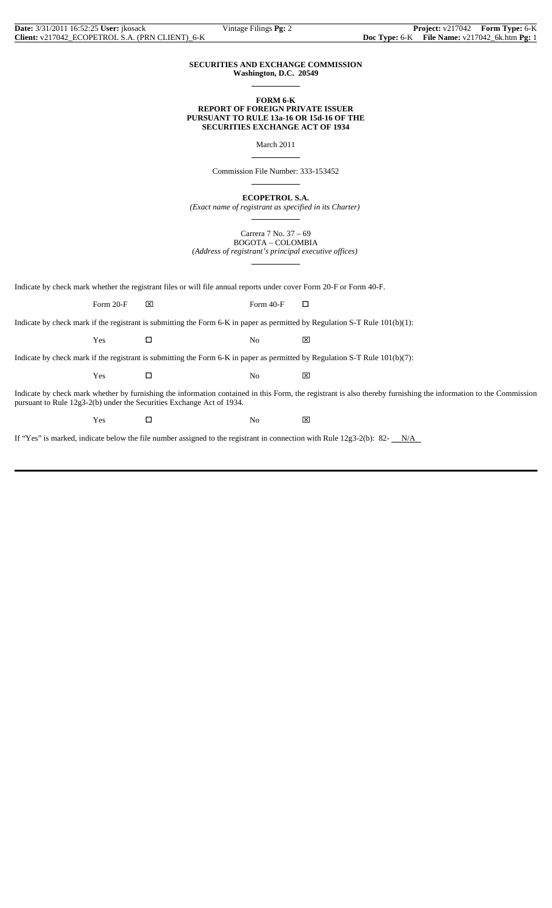**SECURITIES AND EXCHANGE COMMISSION**
**Washington, D.C. 20549**

**FORM 6-K**
**REPORT OF FOREIGN PRIVATE ISSUER**
**PURSUANT TO RULE 13a-16 OR 15d-16 OF THE**
**SECURITIES EXCHANGE ACT OF 1934**

March 2011

Commission File Number: 333-153452

**ECOPETROL S.A.**
*(Exact name of registrant as specified in its Charter)*

Carrera 7 No. 37 – 69
BOGOTA – COLOMBIA
*(Address of registrant's principal executive offices)*

Indicate by check mark whether the registrant files or will file annual reports under cover Form 20-F or Form 40-F.

Form 20-F ☒ Form 40-F ☐

Indicate by check mark if the registrant is submitting the Form 6-K in paper as permitted by Regulation S-T Rule 101(b)(1):

Yes ☐ No ☒

Indicate by check mark if the registrant is submitting the Form 6-K in paper as permitted by Regulation S-T Rule 101(b)(7):

Yes ☐ No ☒

Indicate by check mark whether by furnishing the information contained in this Form, the registrant is also thereby furnishing the information to the Commission pursuant to Rule 12g3-2(b) under the Securities Exchange Act of 1934.

Yes ☐ No ☒

If "Yes" is marked, indicate below the file number assigned to the registrant in connection with Rule 12g3-2(b): 82- N/A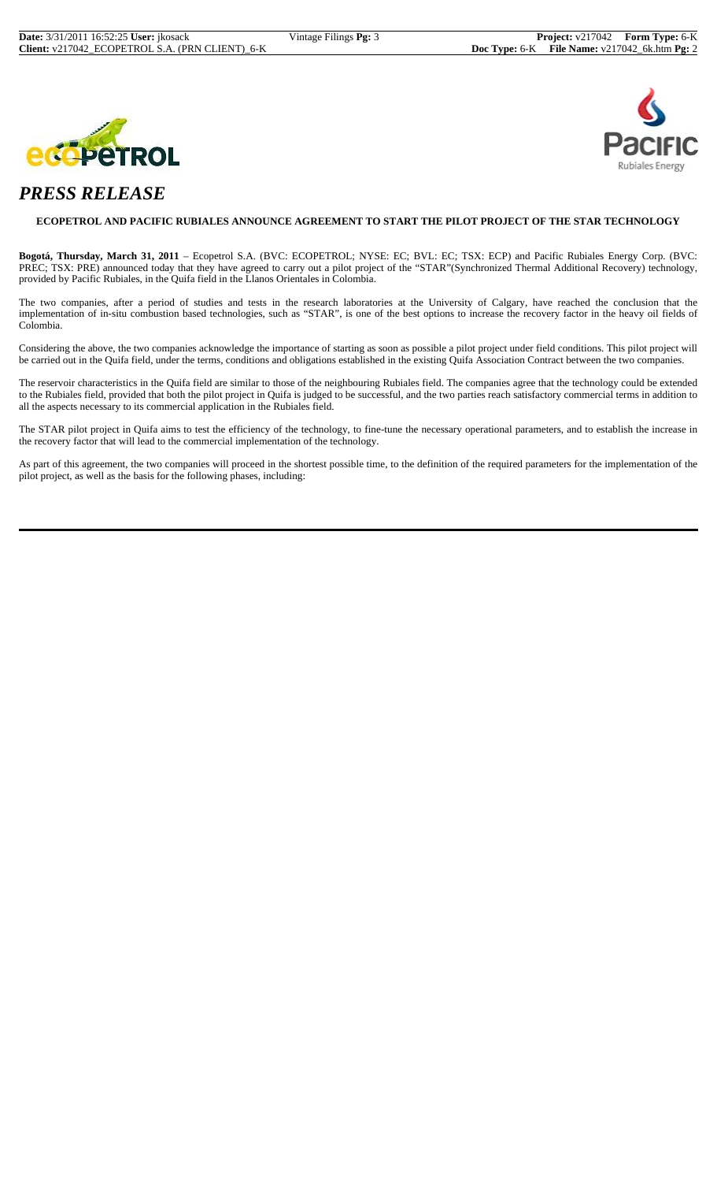# *PRESS RELEASE*

**ECOPETROL AND PACIFIC RUBIALES ANNOUNCE AGREEMENT TO START THE PILOT PROJECT OF THE STAR TECHNOLOGY**

**Bogotá, Thursday, March 31, 2011** – Ecopetrol S.A. (BVC: ECOPETROL; NYSE: EC; BVL: EC; TSX: ECP) and Pacific Rubiales Energy Corp. (BVC: PREC; TSX: PRE) announced today that they have agreed to carry out a pilot project of the "STAR"(Synchronized Thermal Additional Recovery) technology, provided by Pacific Rubiales, in the Quifa field in the Llanos Orientales in Colombia.

The two companies, after a period of studies and tests in the research laboratories at the University of Calgary, have reached the conclusion that the implementation of in-situ combustion based technologies, such as "STAR", is one of the best options to increase the recovery factor in the heavy oil fields of Colombia.

Considering the above, the two companies acknowledge the importance of starting as soon as possible a pilot project under field conditions. This pilot project will be carried out in the Quifa field, under the terms, conditions and obligations established in the existing Quifa Association Contract between the two companies.

The reservoir characteristics in the Quifa field are similar to those of the neighbouring Rubiales field. The companies agree that the technology could be extended to the Rubiales field, provided that both the pilot project in Quifa is judged to be successful, and the two parties reach satisfactory commercial terms in addition to all the aspects necessary to its commercial application in the Rubiales field.

The STAR pilot project in Quifa aims to test the efficiency of the technology, to fine-tune the necessary operational parameters, and to establish the increase in the recovery factor that will lead to the commercial implementation of the technology.

As part of this agreement, the two companies will proceed in the shortest possible time, to the definition of the required parameters for the implementation of the pilot project, as well as the basis for the following phases, including: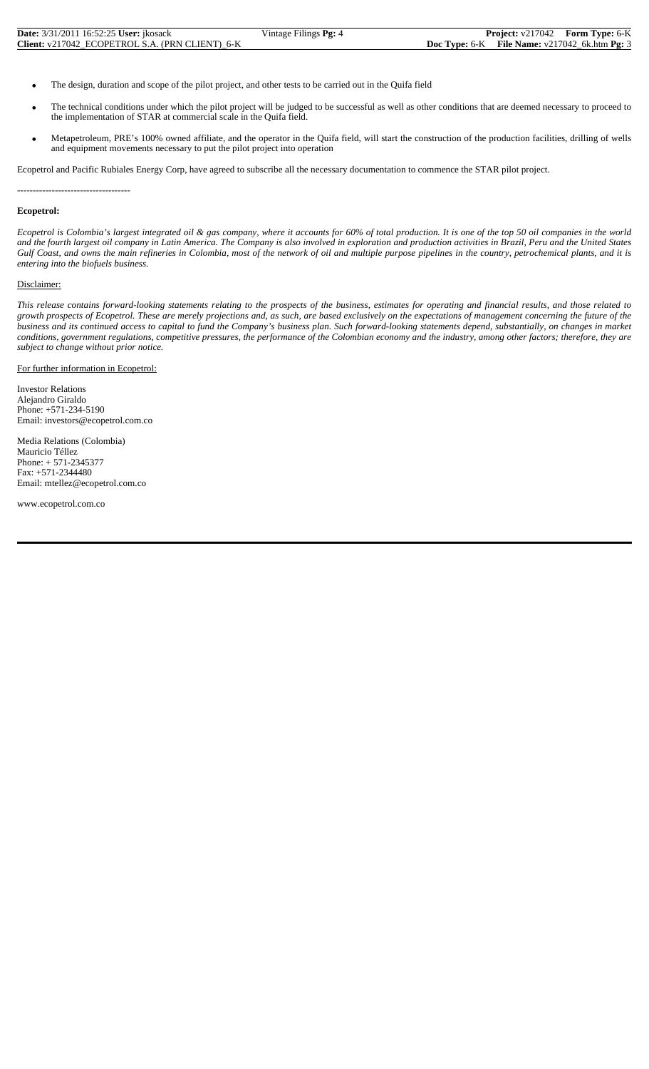- The design, duration and scope of the pilot project, and other tests to be carried out in the Quifa field
- The technical conditions under which the pilot project will be judged to be successful as well as other conditions that are deemed necessary to proceed to the implementation of STAR at commercial scale in the Quifa field.
- Metapetroleum, PRE's 100% owned affiliate, and the operator in the Quifa field, will start the construction of the production facilities, drilling of wells and equipment movements necessary to put the pilot project into operation

Ecopetrol and Pacific Rubiales Energy Corp, have agreed to subscribe all the necessary documentation to commence the STAR pilot project.

-----------------------------------

**Ecopetrol:**

*Ecopetrol is Colombia's largest integrated oil & gas company, where it accounts for 60% of total production. It is one of the top 50 oil companies in the world and the fourth largest oil company in Latin America. The Company is also involved in exploration and production activities in Brazil, Peru and the United States Gulf Coast, and owns the main refineries in Colombia, most of the network of oil and multiple purpose pipelines in the country, petrochemical plants, and it is entering into the biofuels business.*

Disclaimer:

*This release contains forward-looking statements relating to the prospects of the business, estimates for operating and financial results, and those related to growth prospects of Ecopetrol. These are merely projections and, as such, are based exclusively on the expectations of management concerning the future of the business and its continued access to capital to fund the Company's business plan. Such forward-looking statements depend, substantially, on changes in market conditions, government regulations, competitive pressures, the performance of the Colombian economy and the industry, among other factors; therefore, they are subject to change without prior notice.*

For further information in Ecopetrol:

Investor Relations
Alejandro Giraldo
Phone: +571-234-5190
Email: investors@ecopetrol.com.co

Media Relations (Colombia)
Mauricio Téllez
Phone: + 571-2345377
Fax: +571-2344480
Email: mtellez@ecopetrol.com.co

www.ecopetrol.com.co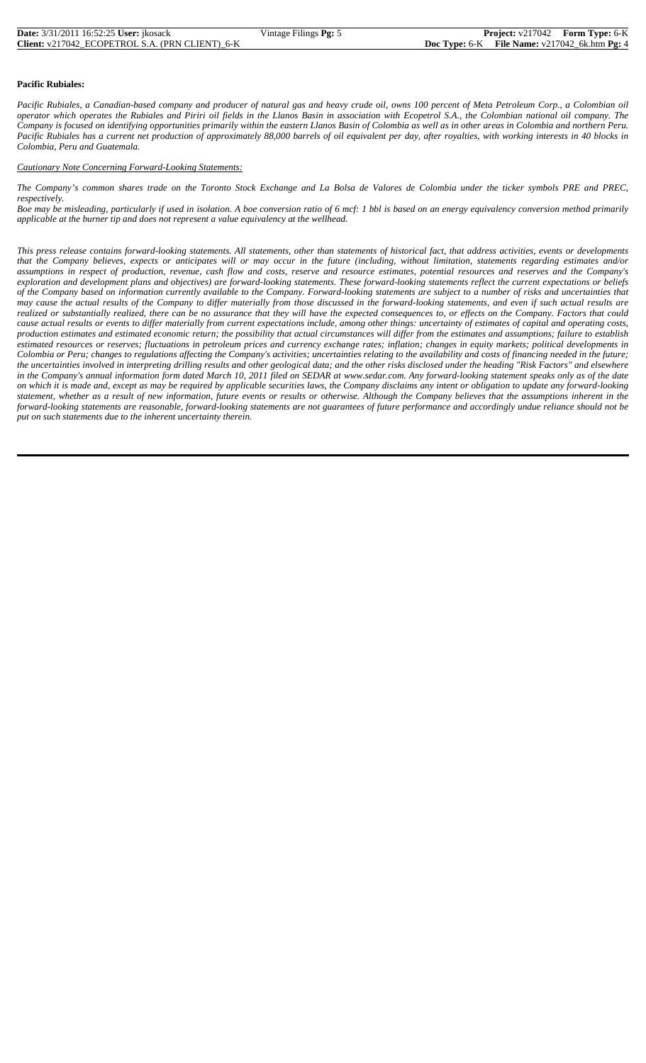**Pacific Rubiales:**

*Pacific Rubiales, a Canadian-based company and producer of natural gas and heavy crude oil, owns 100 percent of Meta Petroleum Corp., a Colombian oil operator which operates the Rubiales and Piriri oil fields in the Llanos Basin in association with Ecopetrol S.A., the Colombian national oil company. The Company is focused on identifying opportunities primarily within the eastern Llanos Basin of Colombia as well as in other areas in Colombia and northern Peru. Pacific Rubiales has a current net production of approximately 88,000 barrels of oil equivalent per day, after royalties, with working interests in 40 blocks in Colombia, Peru and Guatemala.*

*Cautionary Note Concerning Forward-Looking Statements:*

*The Company's common shares trade on the Toronto Stock Exchange and La Bolsa de Valores de Colombia under the ticker symbols PRE and PREC, respectively.*

*Boe may be misleading, particularly if used in isolation. A boe conversion ratio of 6 mcf: 1 bbl is based on an energy equivalency conversion method primarily applicable at the burner tip and does not represent a value equivalency at the wellhead.*

*This press release contains forward-looking statements. All statements, other than statements of historical fact, that address activities, events or developments that the Company believes, expects or anticipates will or may occur in the future (including, without limitation, statements regarding estimates and/or assumptions in respect of production, revenue, cash flow and costs, reserve and resource estimates, potential resources and reserves and the Company's exploration and development plans and objectives) are forward-looking statements. These forward-looking statements reflect the current expectations or beliefs of the Company based on information currently available to the Company. Forward-looking statements are subject to a number of risks and uncertainties that may cause the actual results of the Company to differ materially from those discussed in the forward-looking statements, and even if such actual results are realized or substantially realized, there can be no assurance that they will have the expected consequences to, or effects on the Company. Factors that could cause actual results or events to differ materially from current expectations include, among other things: uncertainty of estimates of capital and operating costs, production estimates and estimated economic return; the possibility that actual circumstances will differ from the estimates and assumptions; failure to establish estimated resources or reserves; fluctuations in petroleum prices and currency exchange rates; inflation; changes in equity markets; political developments in Colombia or Peru; changes to regulations affecting the Company's activities; uncertainties relating to the availability and costs of financing needed in the future; the uncertainties involved in interpreting drilling results and other geological data; and the other risks disclosed under the heading "Risk Factors" and elsewhere in the Company's annual information form dated March 10, 2011 filed on SEDAR at www.sedar.com. Any forward-looking statement speaks only as of the date on which it is made and, except as may be required by applicable securities laws, the Company disclaims any intent or obligation to update any forward-looking statement, whether as a result of new information, future events or results or otherwise. Although the Company believes that the assumptions inherent in the forward-looking statements are reasonable, forward-looking statements are not guarantees of future performance and accordingly undue reliance should not be put on such statements due to the inherent uncertainty therein.*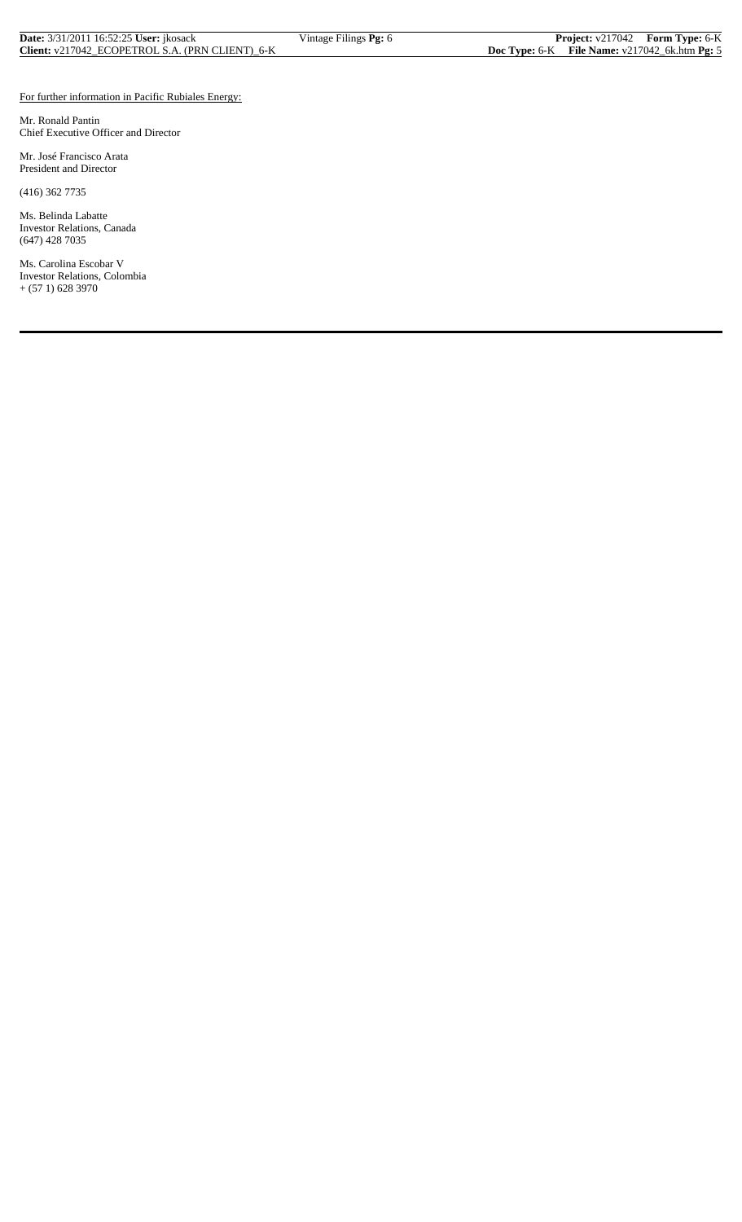<u>For further information in Pacific Rubiales Energy:</u>

Mr. Ronald Pantin
Chief Executive Officer and Director

Mr. José Francisco Arata
President and Director

(416) 362 7735

Ms. Belinda Labatte
Investor Relations, Canada
(647) 428 7035

Ms. Carolina Escobar V
Investor Relations, Colombia
+ (57 1) 628 3970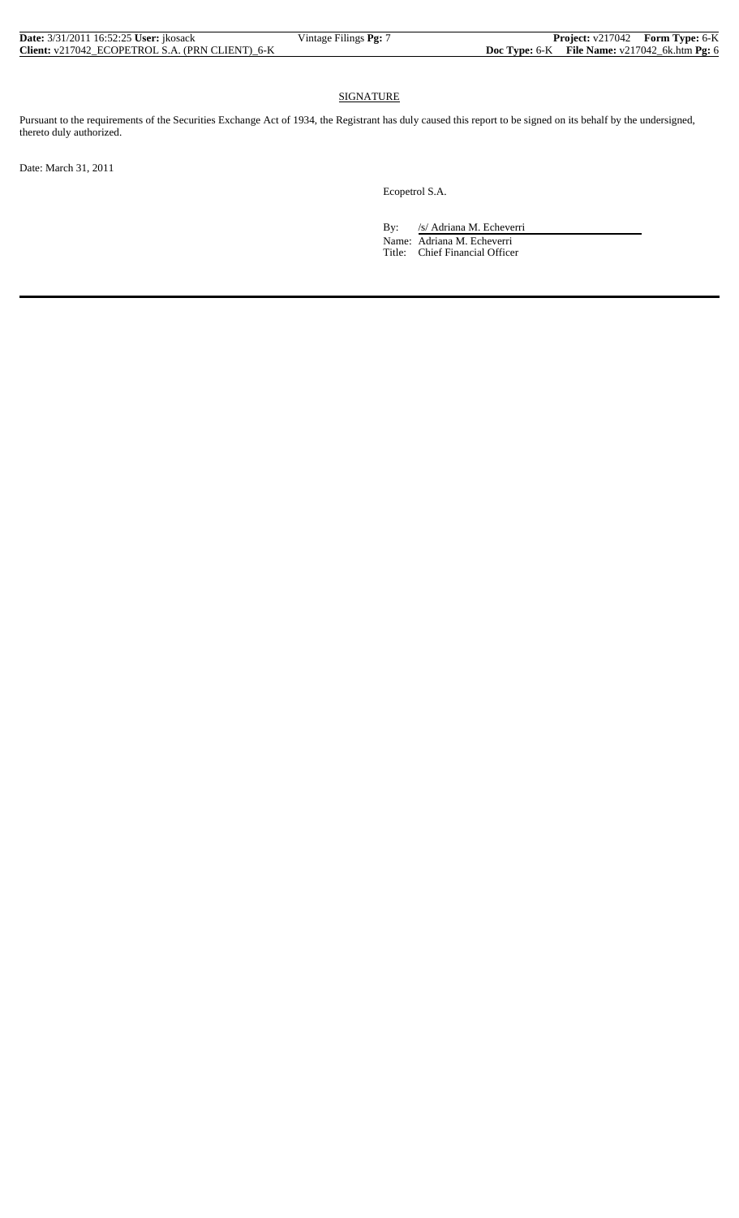## SIGNATURE

Pursuant to the requirements of the Securities Exchange Act of 1934, the Registrant has duly caused this report to be signed on its behalf by the undersigned, thereto duly authorized.

Date: March 31, 2011

Ecopetrol S.A.

By: /s/ Adriana M. Echeverri

Name: Adriana M. Echeverri

Title: Chief Financial Officer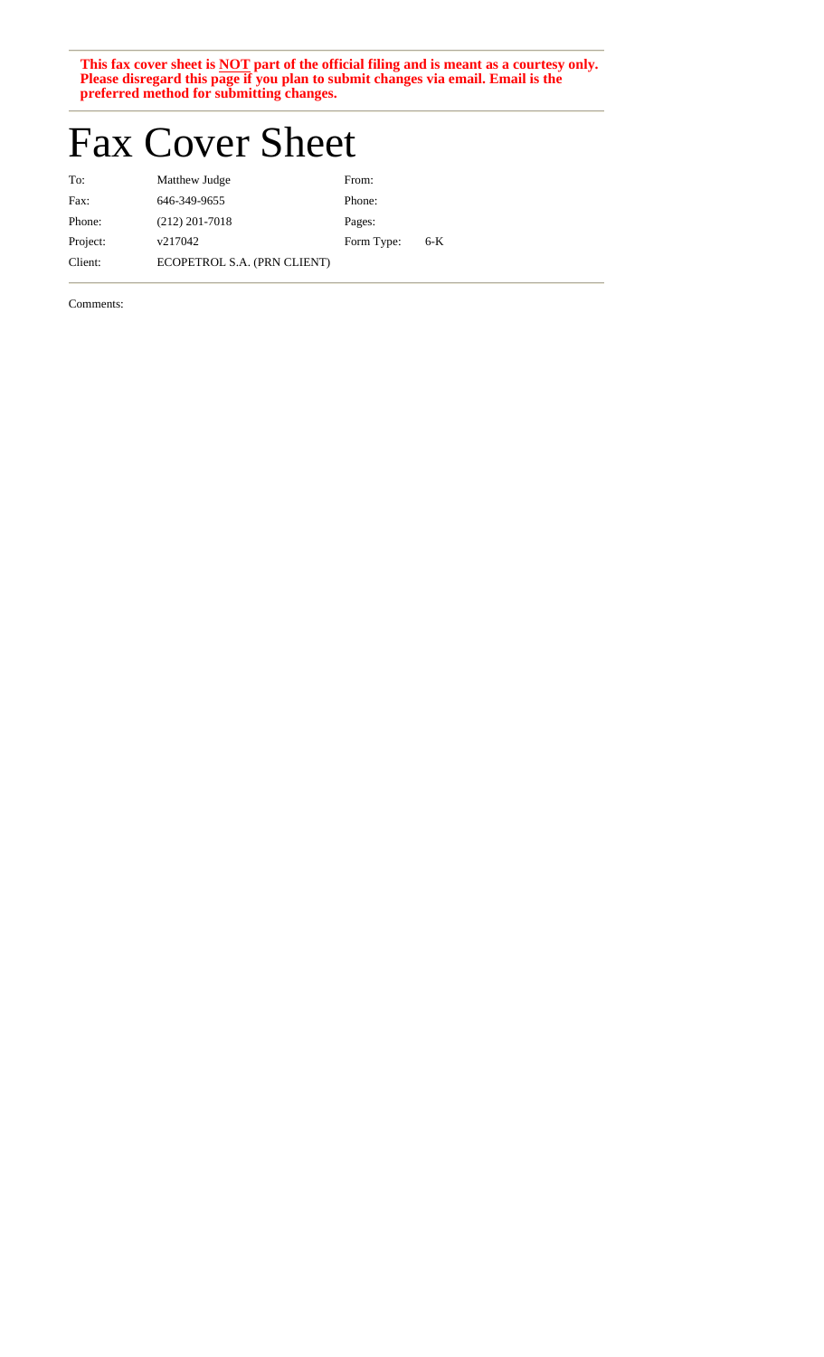**This fax cover sheet is NOT part of the official filing and is meant as a courtesy only. Please disregard this page if you plan to submit changes via email. Email is the preferred method for submitting changes.**

# Fax Cover Sheet

| | | | |
|---|---|---|---|
| To: | Matthew Judge | From: | |
| Fax: | 646-349-9655 | Phone: | |
| Phone: | (212) 201-7018 | Pages: | |
| Project: | v217042 | Form Type: | 6-K |
| Client: | ECOPETROL S.A. (PRN CLIENT) | | |

Comments: